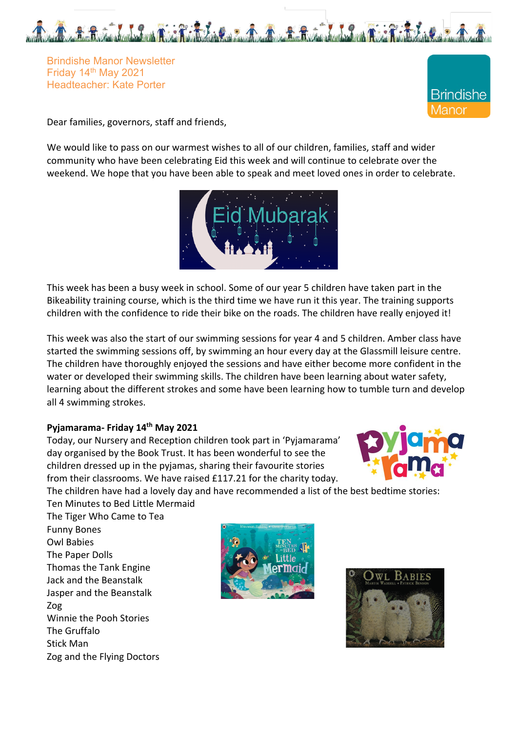Brindishe Manor Newsletter
Friday 14th May 2021
Headteacher: Kate Porter

Dear families, governors, staff and friends,

We would like to pass on our warmest wishes to all of our children, families, staff and wider community who have been celebrating Eid this week and will continue to celebrate over the weekend. We hope that you have been able to speak and meet loved ones in order to celebrate.

This week has been a busy week in school. Some of our year 5 children have taken part in the Bikeability training course, which is the third time we have run it this year. The training supports children with the confidence to ride their bike on the roads. The children have really enjoyed it!

This week was also the start of our swimming sessions for year 4 and 5 children. Amber class have started the swimming sessions off, by swimming an hour every day at the Glassmill leisure centre. The children have thoroughly enjoyed the sessions and have either become more confident in the water or developed their swimming skills. The children have been learning about water safety, learning about the different strokes and some have been learning how to tumble turn and develop all 4 swimming strokes.

**Pyjamarama- Friday 14th May 2021**

Today, our Nursery and Reception children took part in 'Pyjamarama' day organised by the Book Trust. It has been wonderful to see the children dressed up in the pyjamas, sharing their favourite stories from their classrooms. We have raised £117.21 for the charity today. The children have had a lovely day and have recommended a list of the best bedtime stories:

Ten Minutes to Bed Little Mermaid
The Tiger Who Came to Tea
Funny Bones
Owl Babies
The Paper Dolls
Thomas the Tank Engine
Jack and the Beanstalk
Jasper and the Beanstalk
Zog
Winnie the Pooh Stories
The Gruffalo
Stick Man
Zog and the Flying Doctors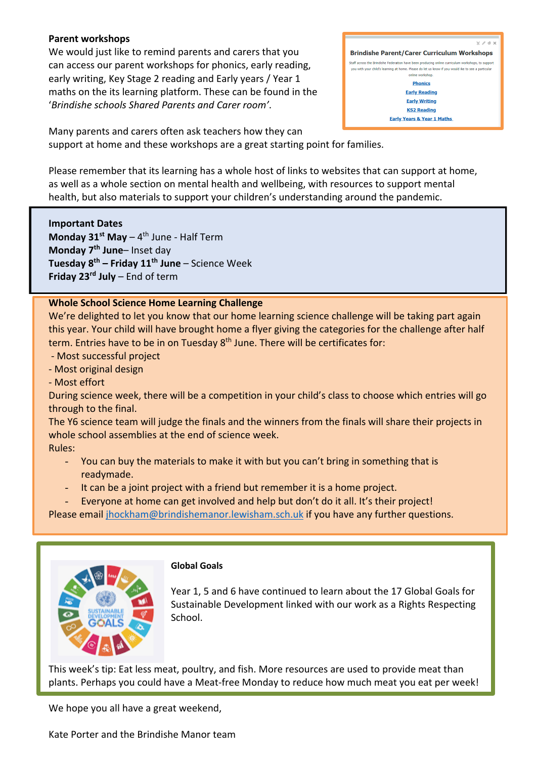**Parent workshops**

We would just like to remind parents and carers that you can access our parent workshops for phonics, early reading, early writing, Key Stage 2 reading and Early years / Year 1 maths on the its learning platform. These can be found in the '*Brindishe schools Shared Parents and Carer room*'.

**Brindishe Parent/Carer Curriculum Workshops**

Staff across the Brindishe Federation have been producing online curriculum workshops, to support you with your child's learning at home. Please do let us know if you would like to see a particular online workshop.

Phonics
Early Reading
Early Writing
KS2 Reading
Early Years & Year 1 Maths

Many parents and carers often ask teachers how they can support at home and these workshops are a great starting point for families.

Please remember that its learning has a whole host of links to websites that can support at home, as well as a whole section on mental health and wellbeing, with resources to support mental health, but also materials to support your children's understanding around the pandemic.

**Important Dates**

**Monday 31st May** – 4th June - Half Term
**Monday 7th June**– Inset day
**Tuesday 8th – Friday 11th June** – Science Week
**Friday 23rd July** – End of term

**Whole School Science Home Learning Challenge**

We're delighted to let you know that our home learning science challenge will be taking part again this year. Your child will have brought home a flyer giving the categories for the challenge after half term. Entries have to be in on Tuesday 8th June. There will be certificates for:

- Most successful project
- Most original design
- Most effort

During science week, there will be a competition in your child's class to choose which entries will go through to the final.
The Y6 science team will judge the finals and the winners from the finals will share their projects in whole school assemblies at the end of science week.
Rules:

- You can buy the materials to make it with but you can't bring in something that is readymade.
- It can be a joint project with a friend but remember it is a home project.
- Everyone at home can get involved and help but don't do it all. It's their project!

Please email jhockham@brindishemanor.lewisham.sch.uk if you have any further questions.

**Global Goals**

Year 1, 5 and 6 have continued to learn about the 17 Global Goals for Sustainable Development linked with our work as a Rights Respecting School.

This week's tip: Eat less meat, poultry, and fish. More resources are used to provide meat than plants. Perhaps you could have a Meat-free Monday to reduce how much meat you eat per week!

We hope you all have a great weekend,

Kate Porter and the Brindishe Manor team